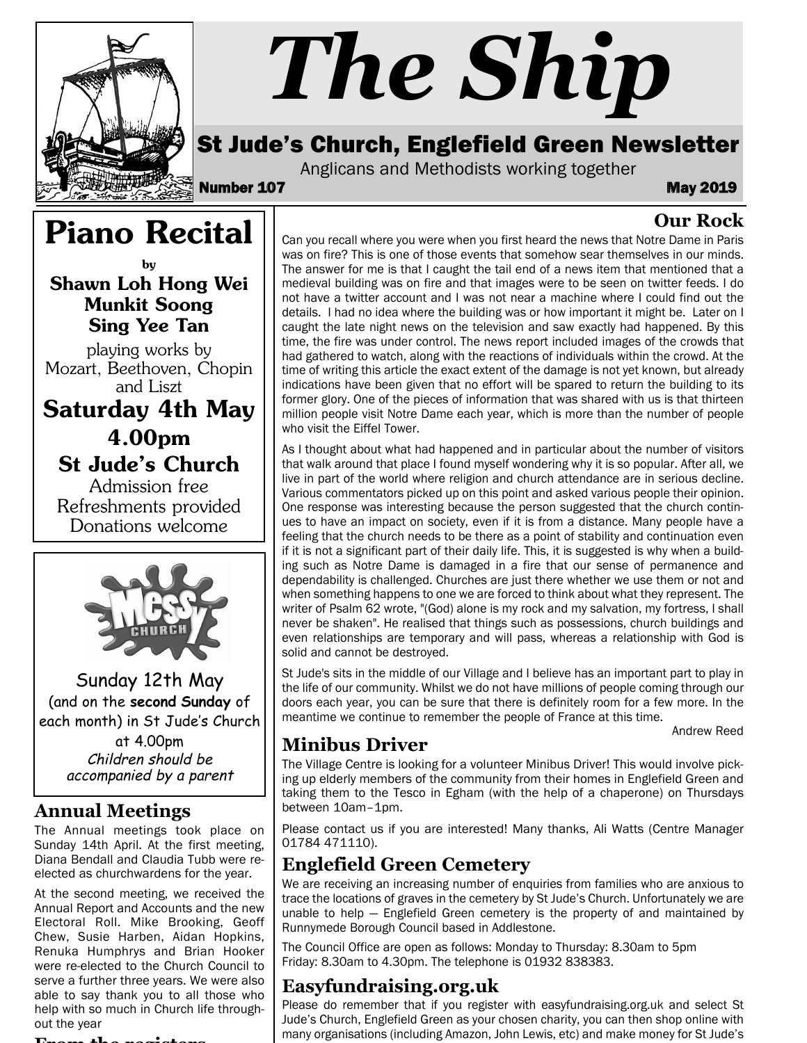# The Ship

## St Jude's Church, Englefield Green Newsletter

Anglicans and Methodists working together

**Number 107** **May 2019**

## Piano Recital

by

**Shawn Loh Hong Wei**
**Munkit Soong**
**Sing Yee Tan**

playing works by Mozart, Beethoven, Chopin and Liszt

**Saturday 4th May**

**4.00pm**

**St Jude's Church**

Admission free
Refreshments provided
Donations welcome

Sunday 12th May
(and on the **second Sunday** of each month) in St Jude's Church
at 4.00pm
*Children should be accompanied by a parent*

## Annual Meetings

The Annual meetings took place on Sunday 14th April. At the first meeting, Diana Bendall and Claudia Tubb were re-elected as churchwardens for the year.

At the second meeting, we received the Annual Report and Accounts and the new Electoral Roll. Mike Brooking, Geoff Chew, Susie Harben, Aidan Hopkins, Renuka Humphrys and Brian Hooker were re-elected to the Church Council to serve a further three years. We were also able to say thank you to all those who help with so much in Church life throughout the year

## Our Rock

Can you recall where you were when you first heard the news that Notre Dame in Paris was on fire? This is one of those events that somehow sear themselves in our minds. The answer for me is that I caught the tail end of a news item that mentioned that a medieval building was on fire and that images were to be seen on twitter feeds. I do not have a twitter account and I was not near a machine where I could find out the details. I had no idea where the building was or how important it might be. Later on I caught the late night news on the television and saw exactly had happened. By this time, the fire was under control. The news report included images of the crowds that had gathered to watch, along with the reactions of individuals within the crowd. At the time of writing this article the exact extent of the damage is not yet known, but already indications have been given that no effort will be spared to return the building to its former glory. One of the pieces of information that was shared with us is that thirteen million people visit Notre Dame each year, which is more than the number of people who visit the Eiffel Tower.

As I thought about what had happened and in particular about the number of visitors that walk around that place I found myself wondering why it is so popular. After all, we live in part of the world where religion and church attendance are in serious decline. Various commentators picked up on this point and asked various people their opinion. One response was interesting because the person suggested that the church continues to have an impact on society, even if it is from a distance. Many people have a feeling that the church needs to be there as a point of stability and continuation even if it is not a significant part of their daily life. This, it is suggested is why when a building such as Notre Dame is damaged in a fire that our sense of permanence and dependability is challenged. Churches are just there whether we use them or not and when something happens to one we are forced to think about what they represent. The writer of Psalm 62 wrote, "(God) alone is my rock and my salvation, my fortress, I shall never be shaken". He realised that things such as possessions, church buildings and even relationships are temporary and will pass, whereas a relationship with God is solid and cannot be destroyed.

St Jude's sits in the middle of our Village and I believe has an important part to play in the life of our community. Whilst we do not have millions of people coming through our doors each year, you can be sure that there is definitely room for a few more. In the meantime we continue to remember the people of France at this time.

Andrew Reed

## Minibus Driver

The Village Centre is looking for a volunteer Minibus Driver! This would involve picking up elderly members of the community from their homes in Englefield Green and taking them to the Tesco in Egham (with the help of a chaperone) on Thursdays between 10am–1pm.

Please contact us if you are interested! Many thanks, Ali Watts (Centre Manager 01784 471110).

## Englefield Green Cemetery

We are receiving an increasing number of enquiries from families who are anxious to trace the locations of graves in the cemetery by St Jude's Church. Unfortunately we are unable to help — Englefield Green cemetery is the property of and maintained by Runnymede Borough Council based in Addlestone.

The Council Office are open as follows: Monday to Thursday: 8.30am to 5pm
Friday: 8.30am to 4.30pm. The telephone is 01932 838383.

## Easyfundraising.org.uk

Please do remember that if you register with easyfundraising.org.uk and select St Jude's Church, Englefield Green as your chosen charity, you can then shop online with many organisations (including Amazon, John Lewis, etc) and make money for St Jude's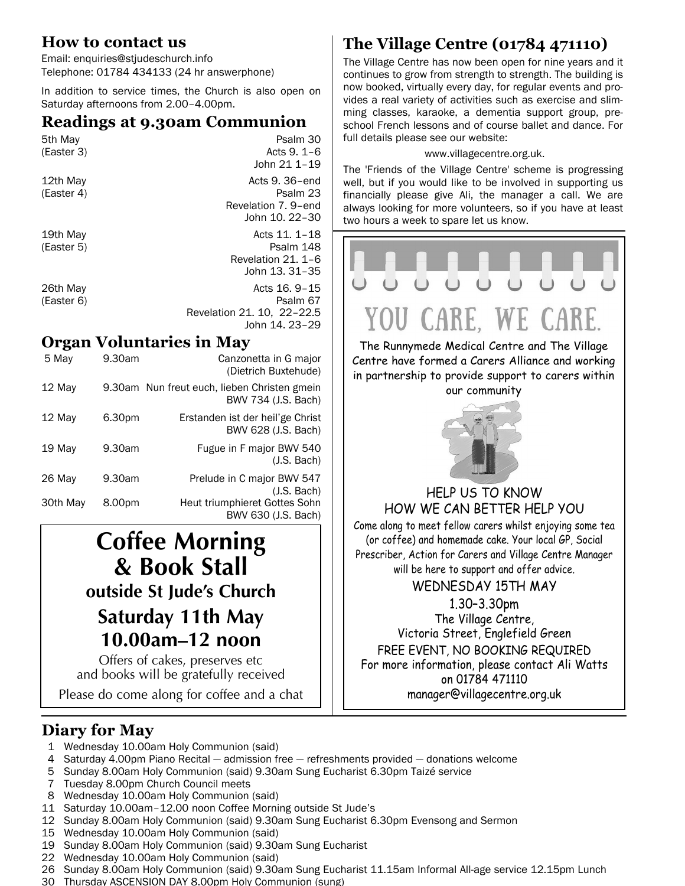## How to contact us

Email: enquiries@stjudeschurch.info
Telephone: 01784 434133 (24 hr answerphone)

In addition to service times, the Church is also open on Saturday afternoons from 2.00–4.00pm.

## Readings at 9.30am Communion

| | |
|---|---|
| 5th May (Easter 3) | Psalm 30<br>Acts 9. 1–6<br>John 21 1–19 |
| 12th May (Easter 4) | Acts 9. 36–end<br>Psalm 23<br>Revelation 7. 9–end<br>John 10. 22–30 |
| 19th May (Easter 5) | Acts 11. 1–18<br>Psalm 148<br>Revelation 21. 1–6<br>John 13. 31–35 |
| 26th May (Easter 6) | Acts 16. 9–15<br>Psalm 67<br>Revelation 21. 10, 22–22.5<br>John 14. 23–29 |

## Organ Voluntaries in May

| | | |
|---|---|---|
| 5 May | 9.30am | Canzonetta in G major (Dietrich Buxtehude) |
| 12 May | 9.30am | Nun freut euch, lieben Christen gmein BWV 734 (J.S. Bach) |
| 12 May | 6.30pm | Erstanden ist der heil'ge Christ BWV 628 (J.S. Bach) |
| 19 May | 9.30am | Fugue in F major BWV 540 (J.S. Bach) |
| 26 May | 9.30am | Prelude in C major BWV 547 (J.S. Bach) |
| 30th May | 8.00pm | Heut triumphieret Gottes Sohn BWV 630 (J.S. Bach) |

# Coffee Morning & Book Stall

**outside St Jude's Church**

**Saturday 11th May**
**10.00am–12 noon**

Offers of cakes, preserves etc and books will be gratefully received

Please do come along for coffee and a chat

## The Village Centre (01784 471110)

The Village Centre has now been open for nine years and it continues to grow from strength to strength. The building is now booked, virtually every day, for regular events and provides a real variety of activities such as exercise and slimming classes, karaoke, a dementia support group, preschool French lessons and of course ballet and dance. For full details please see our website:

www.villagecentre.org.uk.

The 'Friends of the Village Centre' scheme is progressing well, but if you would like to be involved in supporting us financially please give Ali, the manager a call. We are always looking for more volunteers, so if you have at least two hours a week to spare let us know.

# YOU CARE, WE CARE.

The Runnymede Medical Centre and The Village Centre have formed a Carers Alliance and working in partnership to provide support to carers within our community

HELP US TO KNOW HOW WE CAN BETTER HELP YOU

Come along to meet fellow carers whilst enjoying some tea (or coffee) and homemade cake. Your local GP, Social Prescriber, Action for Carers and Village Centre Manager will be here to support and offer advice.

WEDNESDAY 15TH MAY
1.30–3.30pm
The Village Centre,
Victoria Street, Englefield Green
FREE EVENT, NO BOOKING REQUIRED
For more information, please contact Ali Watts on 01784 471110
manager@villagecentre.org.uk

## Diary for May

1 Wednesday 10.00am Holy Communion (said)
4 Saturday 4.00pm Piano Recital — admission free — refreshments provided — donations welcome
5 Sunday 8.00am Holy Communion (said) 9.30am Sung Eucharist 6.30pm Taizé service
7 Tuesday 8.00pm Church Council meets
8 Wednesday 10.00am Holy Communion (said)
11 Saturday 10.00am–12.00 noon Coffee Morning outside St Jude's
12 Sunday 8.00am Holy Communion (said) 9.30am Sung Eucharist 6.30pm Evensong and Sermon
15 Wednesday 10.00am Holy Communion (said)
19 Sunday 8.00am Holy Communion (said) 9.30am Sung Eucharist
22 Wednesday 10.00am Holy Communion (said)
26 Sunday 8.00am Holy Communion (said) 9.30am Sung Eucharist 11.15am Informal All-age service 12.15pm Lunch
30 Thursday ASCENSION DAY 8.00pm Holy Communion (sung)